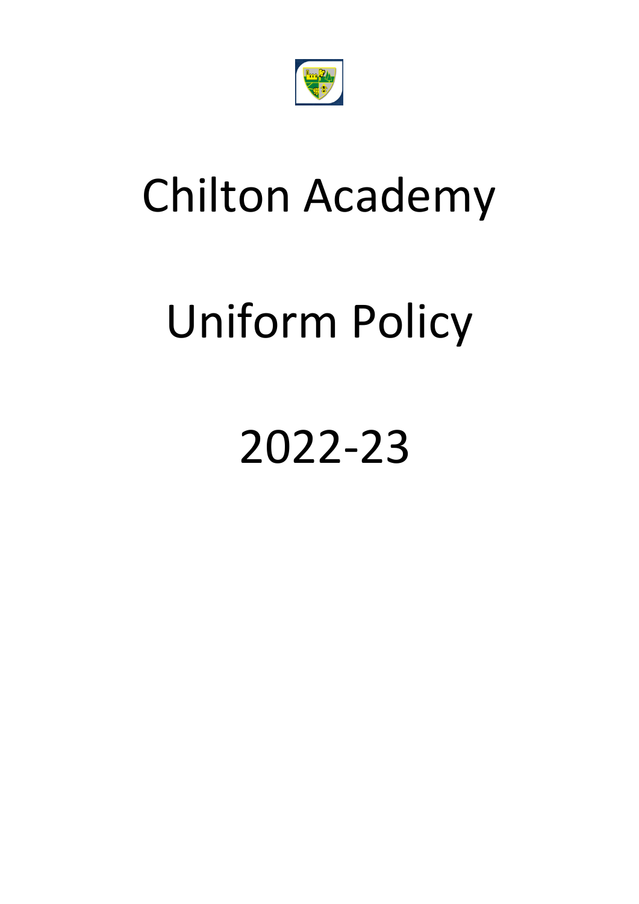# Chilton Academy

# Uniform Policy

# 2022-23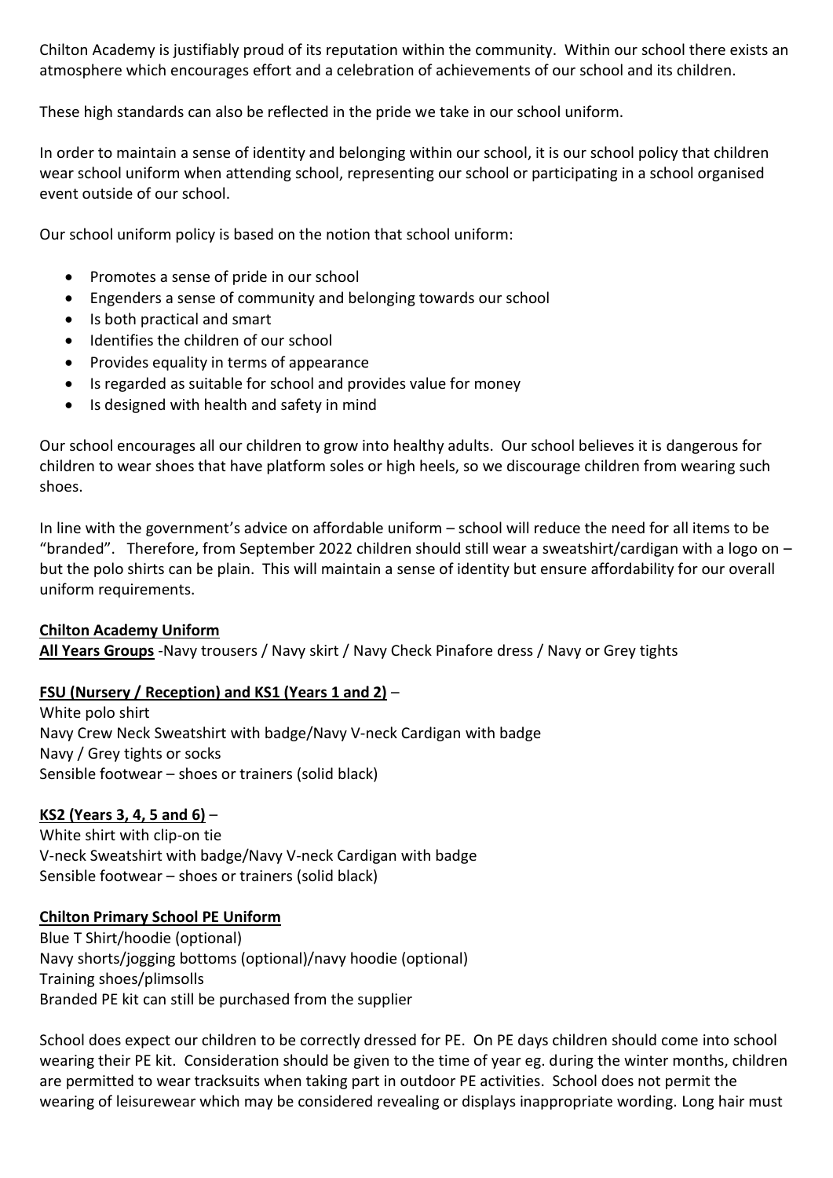Chilton Academy is justifiably proud of its reputation within the community. Within our school there exists an atmosphere which encourages effort and a celebration of achievements of our school and its children.

These high standards can also be reflected in the pride we take in our school uniform.

In order to maintain a sense of identity and belonging within our school, it is our school policy that children wear school uniform when attending school, representing our school or participating in a school organised event outside of our school.

Our school uniform policy is based on the notion that school uniform:

- Promotes a sense of pride in our school
- Engenders a sense of community and belonging towards our school
- Is both practical and smart
- Identifies the children of our school
- Provides equality in terms of appearance
- Is regarded as suitable for school and provides value for money
- Is designed with health and safety in mind

Our school encourages all our children to grow into healthy adults. Our school believes it is dangerous for children to wear shoes that have platform soles or high heels, so we discourage children from wearing such shoes.

In line with the government's advice on affordable uniform – school will reduce the need for all items to be "branded". Therefore, from September 2022 children should still wear a sweatshirt/cardigan with a logo on – but the polo shirts can be plain. This will maintain a sense of identity but ensure affordability for our overall uniform requirements.

**Chilton Academy Uniform**

**All Years Groups** -Navy trousers / Navy skirt / Navy Check Pinafore dress / Navy or Grey tights

**FSU (Nursery / Reception) and KS1 (Years 1 and 2)** –

White polo shirt
Navy Crew Neck Sweatshirt with badge/Navy V-neck Cardigan with badge
Navy / Grey tights or socks
Sensible footwear – shoes or trainers (solid black)

**KS2 (Years 3, 4, 5 and 6)** –

White shirt with clip-on tie
V-neck Sweatshirt with badge/Navy V-neck Cardigan with badge
Sensible footwear – shoes or trainers (solid black)

**Chilton Primary School PE Uniform**

Blue T Shirt/hoodie (optional)
Navy shorts/jogging bottoms (optional)/navy hoodie (optional)
Training shoes/plimsolls
Branded PE kit can still be purchased from the supplier

School does expect our children to be correctly dressed for PE. On PE days children should come into school wearing their PE kit. Consideration should be given to the time of year eg. during the winter months, children are permitted to wear tracksuits when taking part in outdoor PE activities. School does not permit the wearing of leisurewear which may be considered revealing or displays inappropriate wording. Long hair must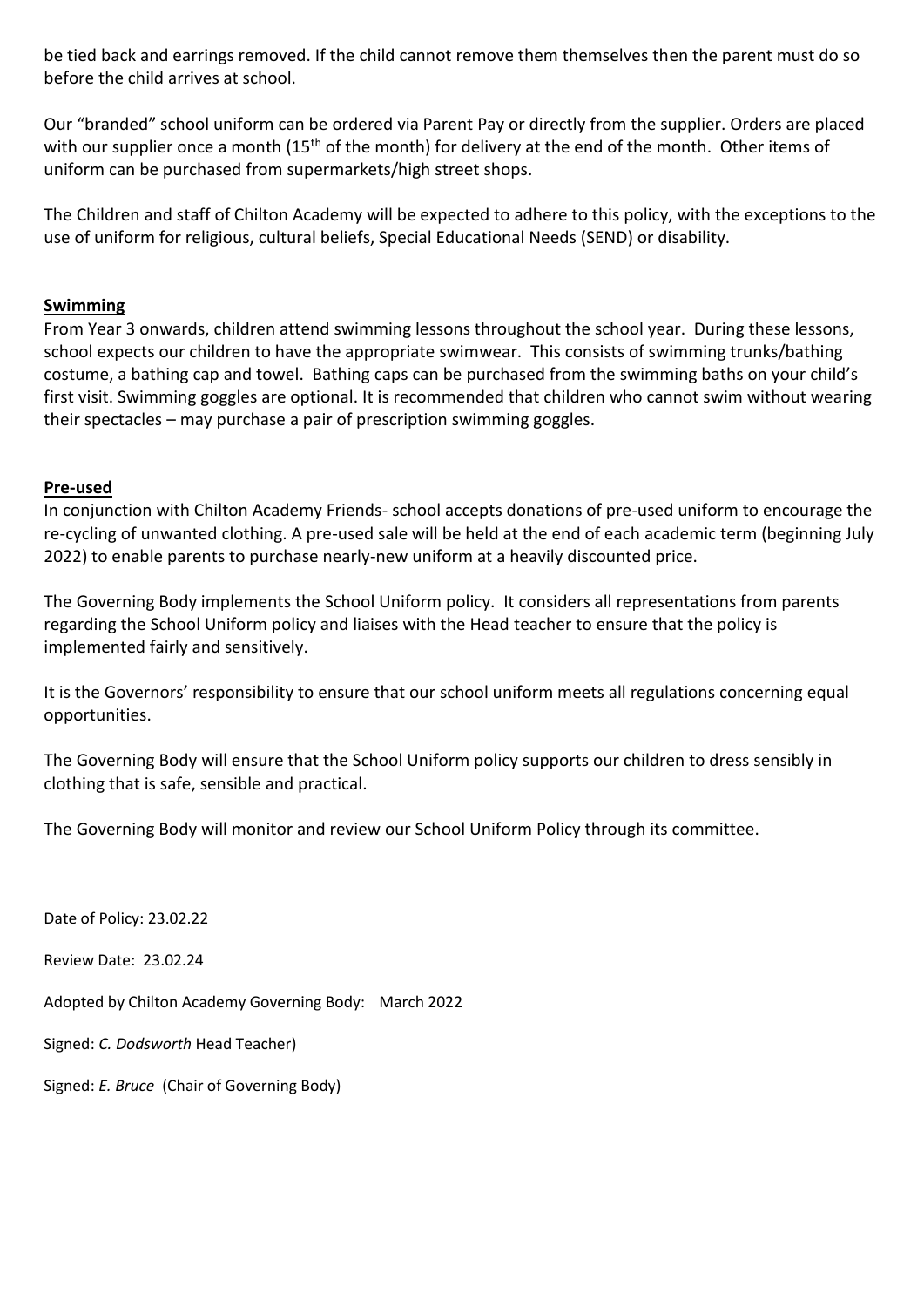be tied back and earrings removed. If the child cannot remove them themselves then the parent must do so before the child arrives at school.

Our "branded" school uniform can be ordered via Parent Pay or directly from the supplier. Orders are placed with our supplier once a month (15th of the month) for delivery at the end of the month. Other items of uniform can be purchased from supermarkets/high street shops.

The Children and staff of Chilton Academy will be expected to adhere to this policy, with the exceptions to the use of uniform for religious, cultural beliefs, Special Educational Needs (SEND) or disability.

**Swimming**

From Year 3 onwards, children attend swimming lessons throughout the school year. During these lessons, school expects our children to have the appropriate swimwear. This consists of swimming trunks/bathing costume, a bathing cap and towel. Bathing caps can be purchased from the swimming baths on your child's first visit. Swimming goggles are optional. It is recommended that children who cannot swim without wearing their spectacles – may purchase a pair of prescription swimming goggles.

**Pre-used**

In conjunction with Chilton Academy Friends- school accepts donations of pre-used uniform to encourage the re-cycling of unwanted clothing. A pre-used sale will be held at the end of each academic term (beginning July 2022) to enable parents to purchase nearly-new uniform at a heavily discounted price.

The Governing Body implements the School Uniform policy. It considers all representations from parents regarding the School Uniform policy and liaises with the Head teacher to ensure that the policy is implemented fairly and sensitively.

It is the Governors' responsibility to ensure that our school uniform meets all regulations concerning equal opportunities.

The Governing Body will ensure that the School Uniform policy supports our children to dress sensibly in clothing that is safe, sensible and practical.

The Governing Body will monitor and review our School Uniform Policy through its committee.

Date of Policy: 23.02.22

Review Date: 23.02.24

Adopted by Chilton Academy Governing Body: March 2022

Signed: *C. Dodsworth* Head Teacher)

Signed: *E. Bruce* (Chair of Governing Body)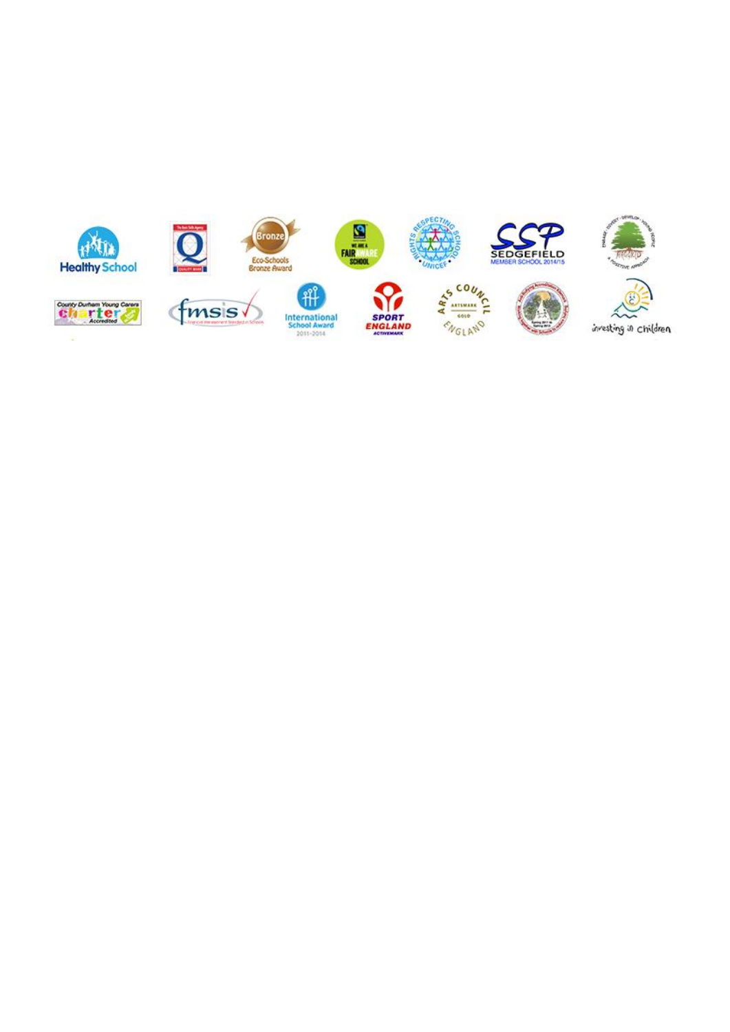Healthy School

Bronze Eco-Schools Bronze Award

WE ARE A FAIRAWARE SCHOOL

RIGHTS RESPECTING SCHOOL UNICEF

SSP SEDGEFIELD MEMBER SCHOOL 2014/15

County Durham Young Carers charter Accredited

fmsis

International School Award 2011-2014

SPORT ENGLAND ACTIVEMARK

ARTS COUNCIL ARTSMARK GOLD ENGLAND

investing in children